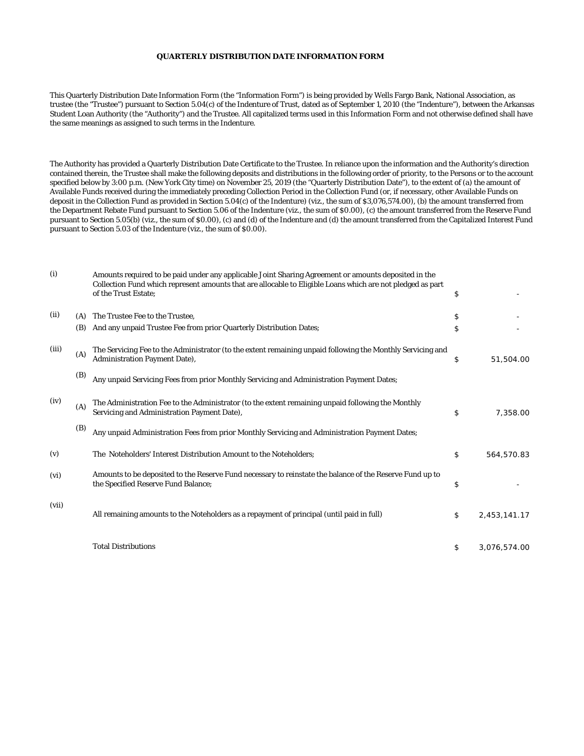**QUARTERLY DISTRIBUTION DATE INFORMATION FORM**

This Quarterly Distribution Date Information Form (the "Information Form") is being provided by Wells Fargo Bank, National Association, as trustee (the "Trustee") pursuant to Section 5.04(c) of the Indenture of Trust, dated as of September 1, 2010 (the "Indenture"), between the Arkansas Student Loan Authority (the "Authority") and the Trustee. All capitalized terms used in this Information Form and not otherwise defined shall have the same meanings as assigned to such terms in the Indenture.

The Authority has provided a Quarterly Distribution Date Certificate to the Trustee. In reliance upon the information and the Authority's direction contained therein, the Trustee shall make the following deposits and distributions in the following order of priority, to the Persons or to the account specified below by 3:00 p.m. (New York City time) on November 25, 2019 (the "Quarterly Distribution Date"), to the extent of (a) the amount of Available Funds received during the immediately preceding Collection Period in the Collection Fund (or, if necessary, other Available Funds on deposit in the Collection Fund as provided in Section 5.04(c) of the Indenture) (viz., the sum of $3,076,574.00), (b) the amount transferred from the Department Rebate Fund pursuant to Section 5.06 of the Indenture (viz., the sum of $0.00), (c) the amount transferred from the Reserve Fund pursuant to Section 5.05(b) (viz., the sum of $0.00), (c) and (d) of the Indenture and (d) the amount transferred from the Capitalized Interest Fund pursuant to Section 5.03 of the Indenture (viz., the sum of $0.00).

| | | | | |
|---|---|---|---|---|
| (i) | | Amounts required to be paid under any applicable Joint Sharing Agreement or amounts deposited in the Collection Fund which represent amounts that are allocable to Eligible Loans which are not pledged as part of the Trust Estate; | $ | - |
| (ii) | (A) | The Trustee Fee to the Trustee, | $ | - |
| | (B) | And any unpaid Trustee Fee from prior Quarterly Distribution Dates; | $ | - |
| (iii) | (A) | The Servicing Fee to the Administrator (to the extent remaining unpaid following the Monthly Servicing and Administration Payment Date), | $ | 51,504.00 |
| | (B) | Any unpaid Servicing Fees from prior Monthly Servicing and Administration Payment Dates; | | |
| (iv) | (A) | The Administration Fee to the Administrator (to the extent remaining unpaid following the Monthly Servicing and Administration Payment Date), | $ | 7,358.00 |
| | (B) | Any unpaid Administration Fees from prior Monthly Servicing and Administration Payment Dates; | | |
| (v) | | The Noteholders' Interest Distribution Amount to the Noteholders; | $ | 564,570.83 |
| (vi) | | Amounts to be deposited to the Reserve Fund necessary to reinstate the balance of the Reserve Fund up to the Specified Reserve Fund Balance; | $ | - |
| (vii) | | All remaining amounts to the Noteholders as a repayment of principal (until paid in full) | $ | 2,453,141.17 |
| | | Total Distributions | $ | 3,076,574.00 |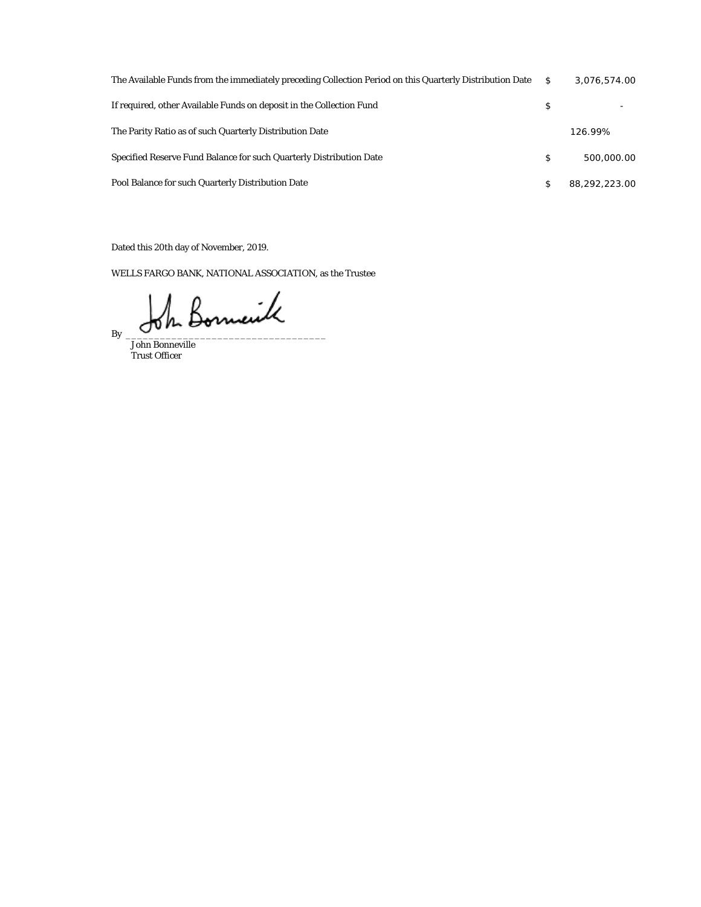| | | |
|---|---|---|
| The Available Funds from the immediately preceding Collection Period on this Quarterly Distribution Date | $ | 3,076,574.00 |
| If required, other Available Funds on deposit in the Collection Fund | $ | - |
| The Parity Ratio as of such Quarterly Distribution Date | | 126.99% |
| Specified Reserve Fund Balance for such Quarterly Distribution Date | $ | 500,000.00 |
| Pool Balance for such Quarterly Distribution Date | $ | 88,292,223.00 |

Dated this 20th day of November, 2019.

WELLS FARGO BANK, NATIONAL ASSOCIATION, as the Trustee

By ___________________________________

John Bonneville
Trust Officer